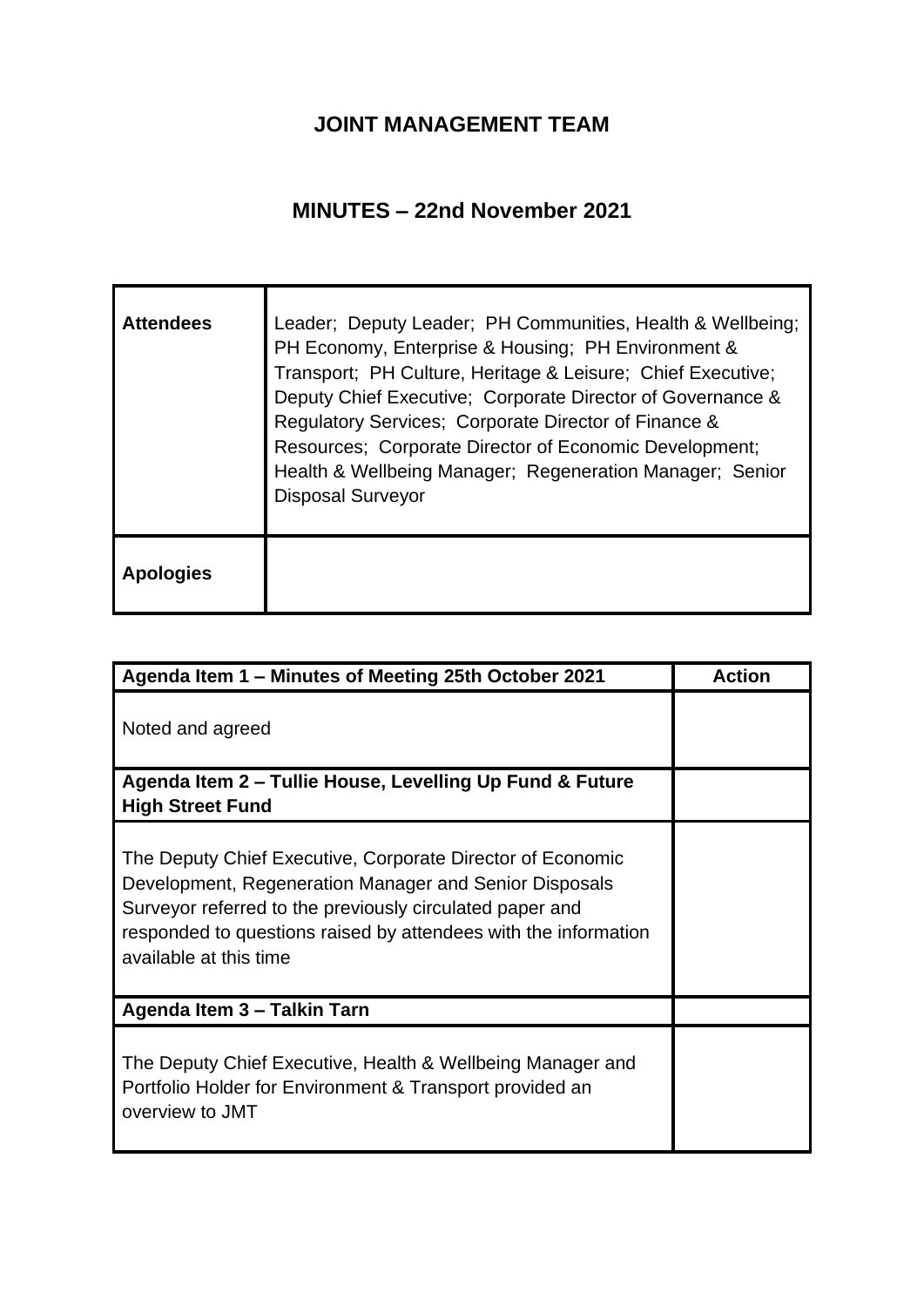# JOINT MANAGEMENT TEAM

## MINUTES – 22nd November 2021

| **Attendees** | Leader; Deputy Leader; PH Communities, Health & Wellbeing; PH Economy, Enterprise & Housing; PH Environment & Transport; PH Culture, Heritage & Leisure; Chief Executive; Deputy Chief Executive; Corporate Director of Governance & Regulatory Services; Corporate Director of Finance & Resources; Corporate Director of Economic Development; Health & Wellbeing Manager; Regeneration Manager; Senior Disposal Surveyor |
|---|---|
| **Apologies** | |

| **Agenda Item 1 – Minutes of Meeting 25th October 2021** | **Action** |
|---|---|
| Noted and agreed | |
| **Agenda Item 2 – Tullie House, Levelling Up Fund & Future High Street Fund** | |
| The Deputy Chief Executive, Corporate Director of Economic Development, Regeneration Manager and Senior Disposals Surveyor referred to the previously circulated paper and responded to questions raised by attendees with the information available at this time | |
| **Agenda Item 3 – Talkin Tarn** | |
| The Deputy Chief Executive, Health & Wellbeing Manager and Portfolio Holder for Environment & Transport provided an overview to JMT | |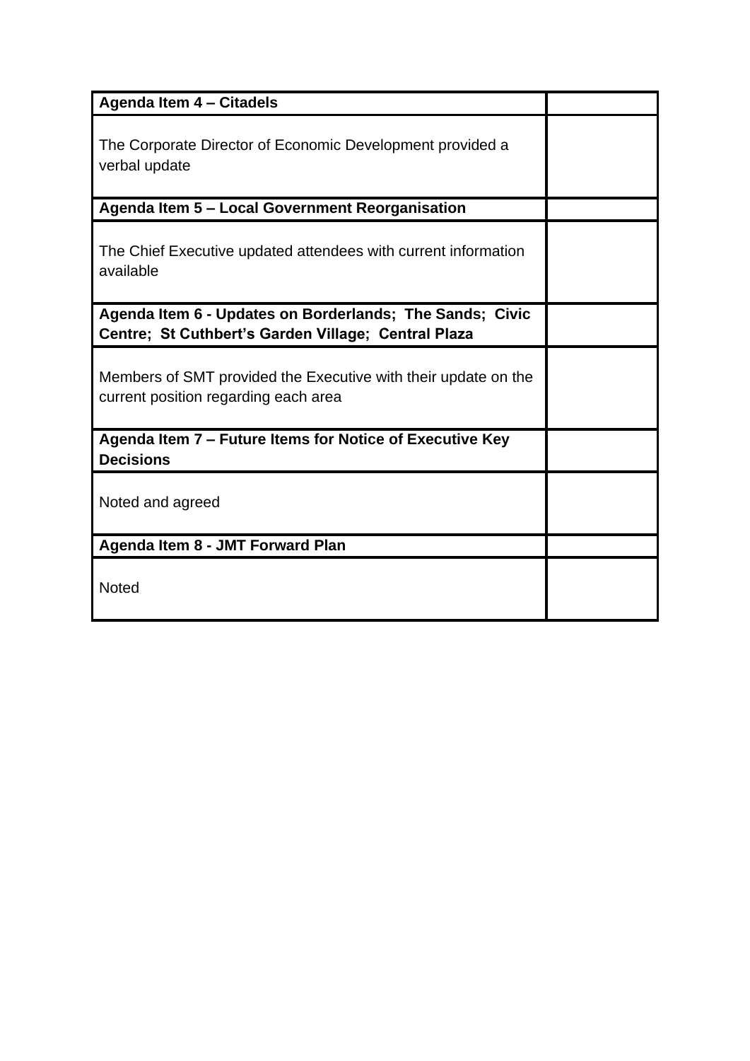| | |
|---|---|
| **Agenda Item 4 – Citadels** | |
| The Corporate Director of Economic Development provided a verbal update | |
| **Agenda Item 5 – Local Government Reorganisation** | |
| The Chief Executive updated attendees with current information available | |
| **Agenda Item 6 - Updates on Borderlands; The Sands; Civic Centre; St Cuthbert's Garden Village; Central Plaza** | |
| Members of SMT provided the Executive with their update on the current position regarding each area | |
| **Agenda Item 7 – Future Items for Notice of Executive Key Decisions** | |
| Noted and agreed | |
| **Agenda Item 8 - JMT Forward Plan** | |
| Noted | |